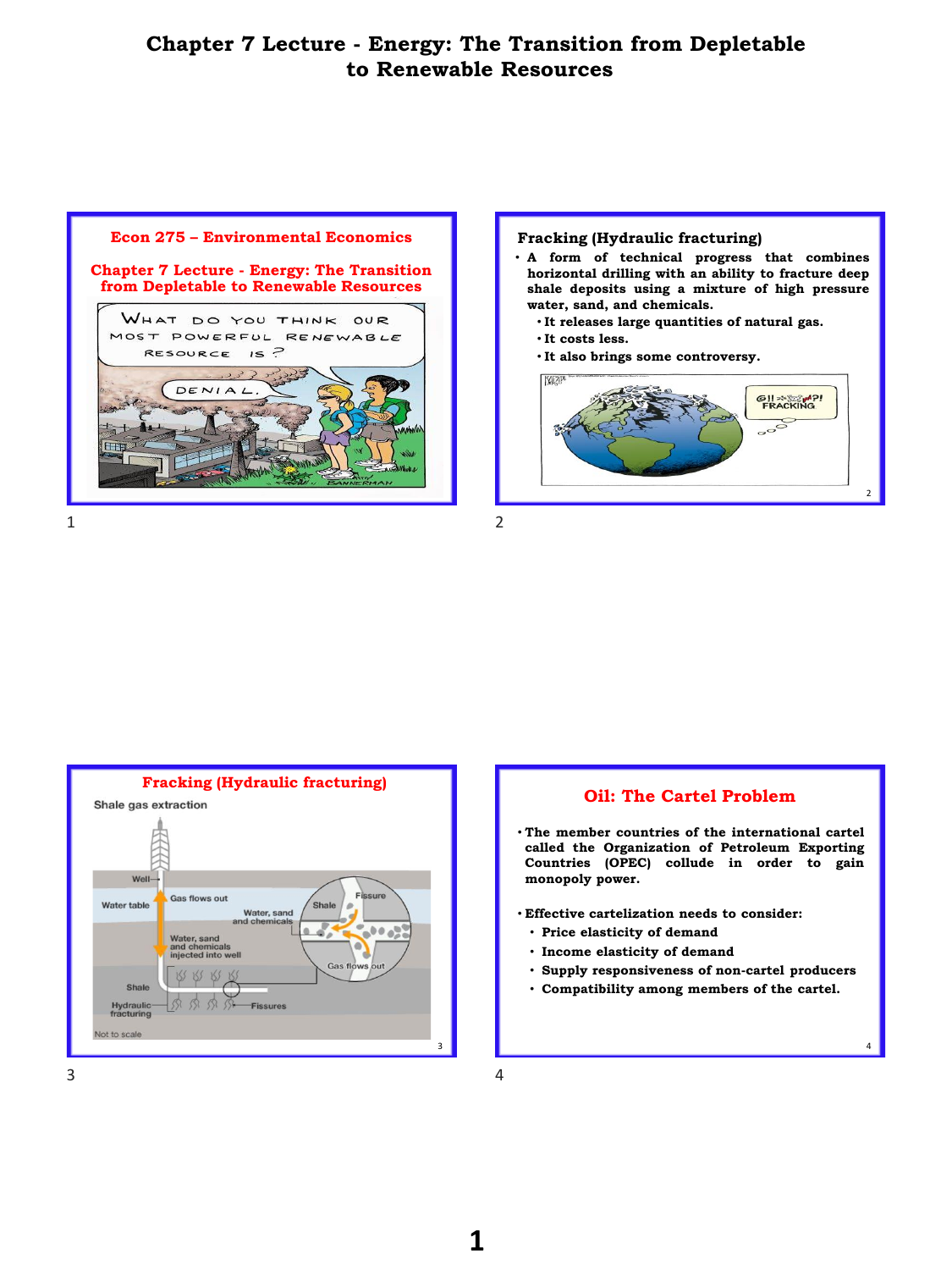# Chapter 7 Lecture - Energy: The Transition from Depletable to Renewable Resources

## Econ 275 – Environmental Economics

## Chapter 7 Lecture - Energy: The Transition from Depletable to Renewable Resources

WHAT DO YOU THINK OUR MOST POWERFUL RENEWABLE RESOURCE IS?

DENIAL.

## Fracking (Hydraulic fracturing)

- A form of technical progress that combines horizontal drilling with an ability to fracture deep shale deposits using a mixture of high pressure water, sand, and chemicals.
  - It releases large quantities of natural gas.
  - It costs less.
  - It also brings some controversy.

## Fracking (Hydraulic fracturing)

Shale gas extraction

Well; Water table; Gas flows out; Water, sand and chemicals; Water, sand and chemicals injected into well; Shale; Fissure; Gas flows out; Shale; Hydraulic fracturing; Fissures; Not to scale

## Oil: The Cartel Problem

- The member countries of the international cartel called the Organization of Petroleum Exporting Countries (OPEC) collude in order to gain monopoly power.
- Effective cartelization needs to consider:
  - Price elasticity of demand
  - Income elasticity of demand
  - Supply responsiveness of non-cartel producers
  - Compatibility among members of the cartel.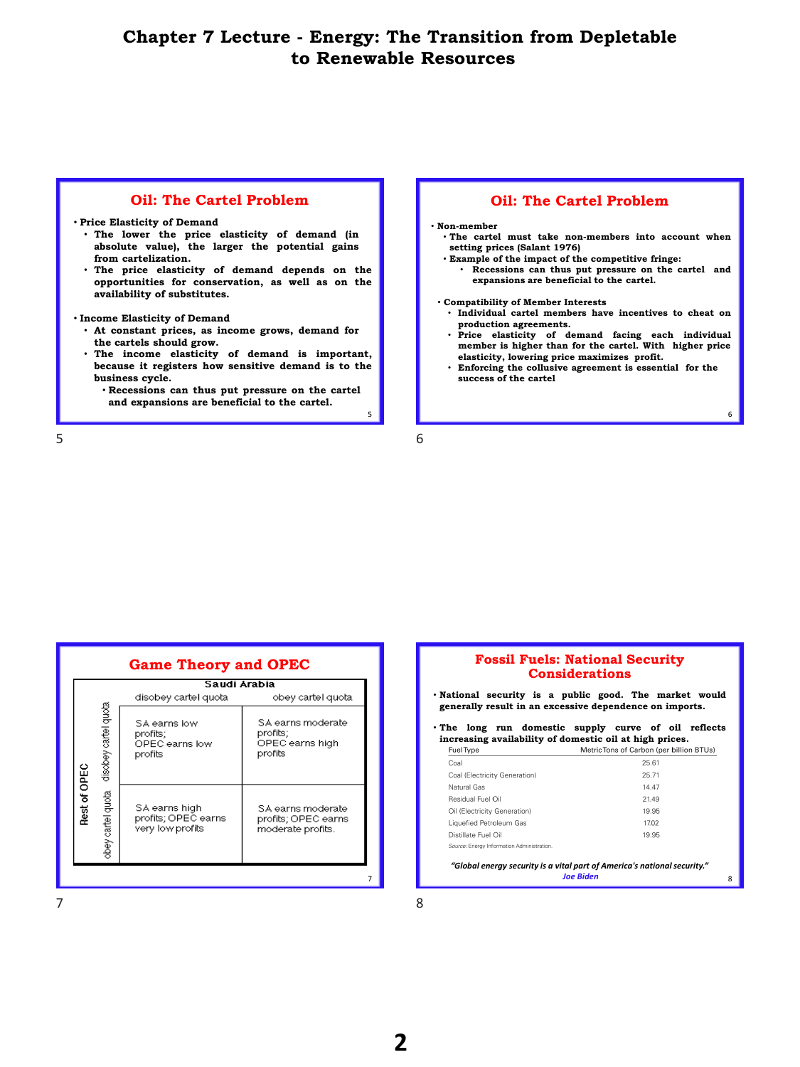# Chapter 7 Lecture - Energy: The Transition from Depletable to Renewable Resources

## Oil: The Cartel Problem

- **Price Elasticity of Demand**
  - **The lower the price elasticity of demand (in absolute value), the larger the potential gains from cartelization.**
  - **The price elasticity of demand depends on the opportunities for conservation, as well as on the availability of substitutes.**
- **Income Elasticity of Demand**
  - **At constant prices, as income grows, demand for the cartels should grow.**
  - **The income elasticity of demand is important, because it registers how sensitive demand is to the business cycle.**
    - **Recessions can thus put pressure on the cartel and expansions are beneficial to the cartel.**

## Oil: The Cartel Problem

- **Non-member**
  - **The cartel must take non-members into account when setting prices (Salant 1976)**
  - **Example of the impact of the competitive fringe:**
    - **Recessions can thus put pressure on the cartel and expansions are beneficial to the cartel.**
- **Compatibility of Member Interests**
  - **Individual cartel members have incentives to cheat on production agreements.**
  - **Price elasticity of demand facing each individual member is higher than for the cartel. With higher price elasticity, lowering price maximizes profit.**
  - **Enforcing the collusive agreement is essential for the success of the cartel**

## Game Theory and OPEC

| Rest of OPEC \ Saudi Arabia | disobey cartel quota | obey cartel quota |
|---|---|---|
| disobey cartel quota | SA earns low profits; OPEC earns low profits | SA earns moderate profits; OPEC earns high profits |
| obey cartel quota | SA earns high profits; OPEC earns very low profits | SA earns moderate profits; OPEC earns moderate profits. |

## Fossil Fuels: National Security Considerations

- **National security is a public good. The market would generally result in an excessive dependence on imports.**
- **The long run domestic supply curve of oil reflects increasing availability of domestic oil at high prices.**

| Fuel Type | Metric Tons of Carbon (per billion BTUs) |
|---|---|
| Coal | 25.61 |
| Coal (Electricity Generation) | 25.71 |
| Natural Gas | 14.47 |
| Residual Fuel Oil | 21.49 |
| Oil (Electricity Generation) | 19.95 |
| Liquefied Petroleum Gas | 17.02 |
| Distillate Fuel Oil | 19.95 |

*Source*: Energy Information Administration.

***"Global energy security is a vital part of America's national security."***
*Joe Biden*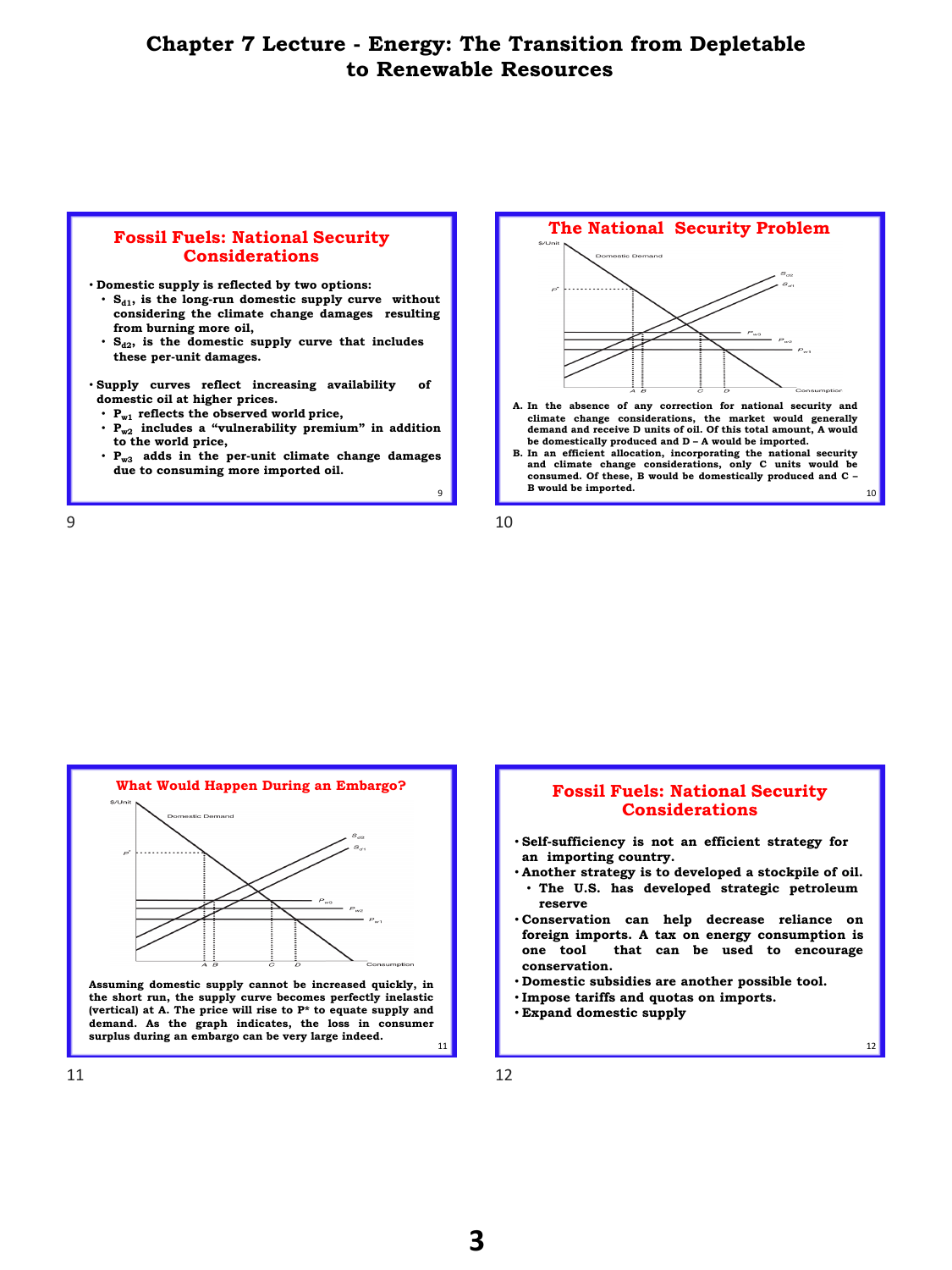# Chapter 7 Lecture - Energy: The Transition from Depletable to Renewable Resources

## Fossil Fuels: National Security Considerations

- Domestic supply is reflected by two options:
  - $S_{d1}$, is the long-run domestic supply curve without considering the climate change damages resulting from burning more oil,
  - $S_{d2}$, is the domestic supply curve that includes these per-unit damages.
- Supply curves reflect increasing availability of domestic oil at higher prices.
  - $P_{w1}$ reflects the observed world price,
  - $P_{w2}$ includes a "vulnerability premium" in addition to the world price,
  - $P_{w3}$ adds in the per-unit climate change damages due to consuming more imported oil.

## The National Security Problem

A. In the absence of any correction for national security and climate change considerations, the market would generally demand and receive D units of oil. Of this total amount, A would be domestically produced and D – A would be imported.

B. In an efficient allocation, incorporating the national security and climate change considerations, only C units would be consumed. Of these, B would be domestically produced and C – B would be imported.

## What Would Happen During an Embargo?

Assuming domestic supply cannot be increased quickly, in the short run, the supply curve becomes perfectly inelastic (vertical) at A. The price will rise to P* to equate supply and demand. As the graph indicates, the loss in consumer surplus during an embargo can be very large indeed.

## Fossil Fuels: National Security Considerations

- Self-sufficiency is not an efficient strategy for an importing country.
- Another strategy is to developed a stockpile of oil.
  - The U.S. has developed strategic petroleum reserve
- Conservation can help decrease reliance on foreign imports. A tax on energy consumption is one tool that can be used to encourage conservation.
- Domestic subsidies are another possible tool.
- Impose tariffs and quotas on imports.
- Expand domestic supply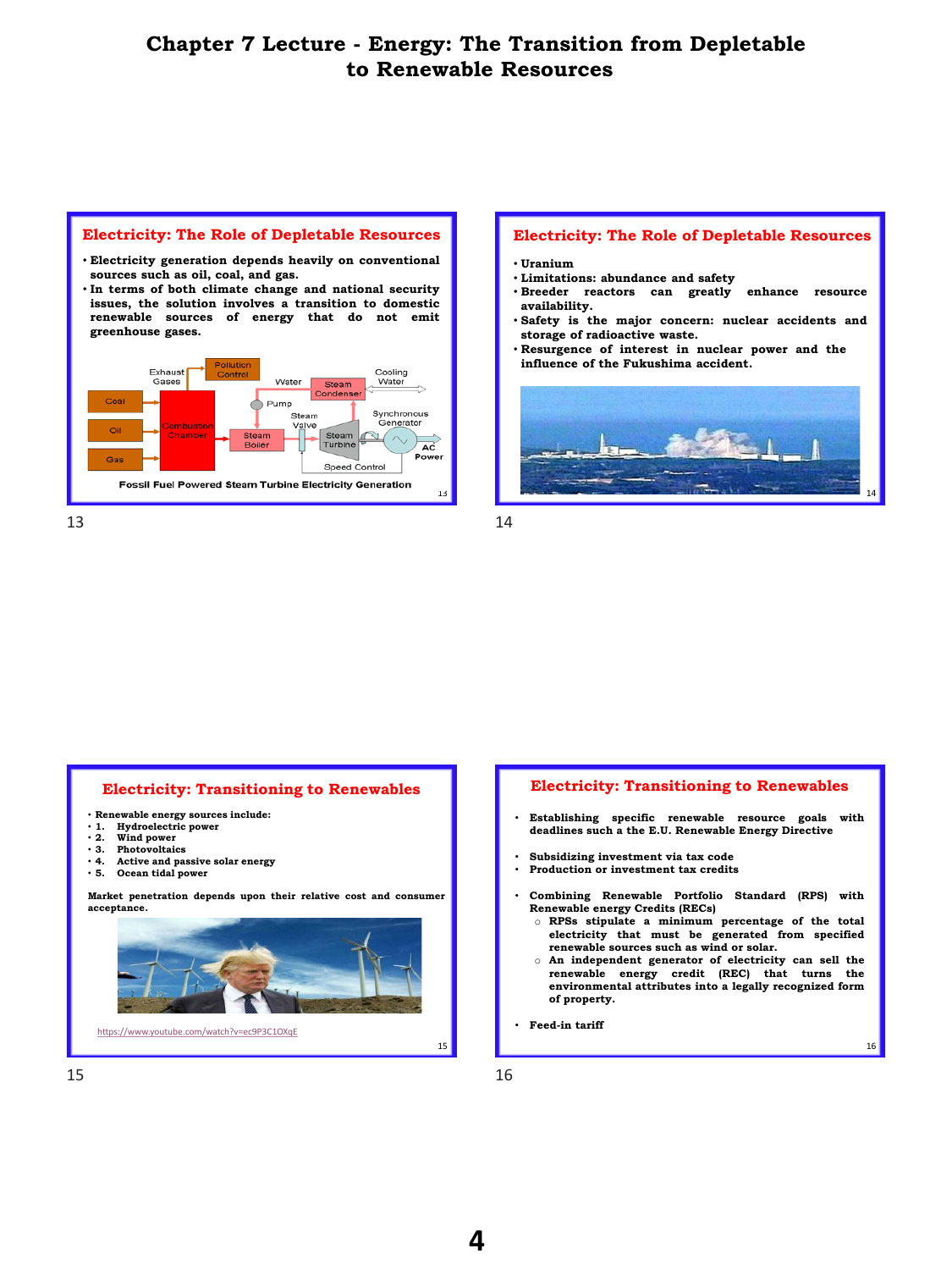# Chapter 7 Lecture - Energy: The Transition from Depletable to Renewable Resources

## Electricity: The Role of Depletable Resources

- Electricity generation depends heavily on conventional sources such as oil, coal, and gas.
- In terms of both climate change and national security issues, the solution involves a transition to domestic renewable sources of energy that do not emit greenhouse gases.

Fossil Fuel Powered Steam Turbine Electricity Generation

## Electricity: The Role of Depletable Resources

- Uranium
- Limitations: abundance and safety
- Breeder reactors can greatly enhance resource availability.
- Safety is the major concern: nuclear accidents and storage of radioactive waste.
- Resurgence of interest in nuclear power and the influence of the Fukushima accident.

## Electricity: Transitioning to Renewables

- Renewable energy sources include:
- 1. Hydroelectric power
- 2. Wind power
- 3. Photovoltaics
- 4. Active and passive solar energy
- 5. Ocean tidal power

Market penetration depends upon their relative cost and consumer acceptance.

https://www.youtube.com/watch?v=ec9P3C1OXqE

## Electricity: Transitioning to Renewables

- Establishing specific renewable resource goals with deadlines such a the E.U. Renewable Energy Directive

- Subsidizing investment via tax code
- Production or investment tax credits

- Combining Renewable Portfolio Standard (RPS) with Renewable energy Credits (RECs)
  - RPSs stipulate a minimum percentage of the total electricity that must be generated from specified renewable sources such as wind or solar.
  - An independent generator of electricity can sell the renewable energy credit (REC) that turns the environmental attributes into a legally recognized form of property.

- Feed-in tariff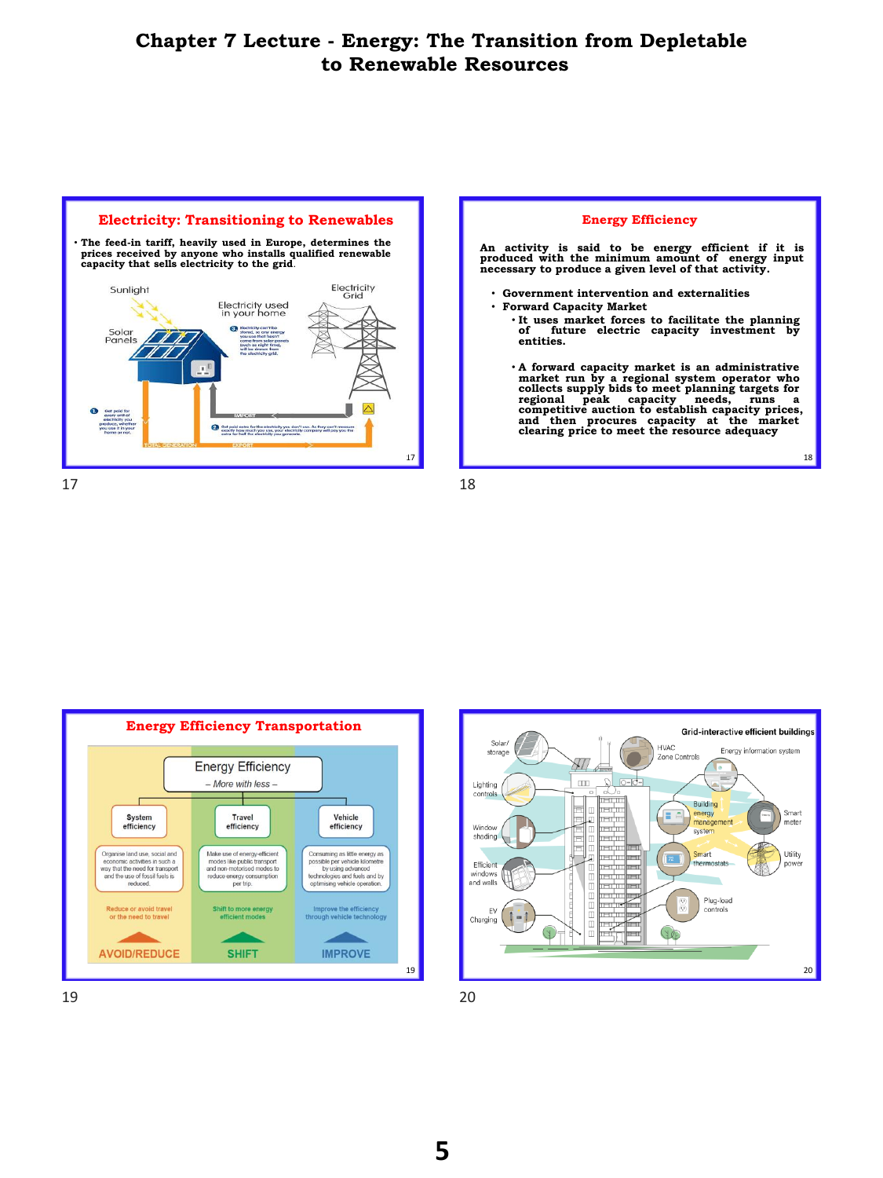# Chapter 7 Lecture - Energy: The Transition from Depletable to Renewable Resources

## Electricity: Transitioning to Renewables

- The feed-in tariff, heavily used in Europe, determines the prices received by anyone who installs qualified renewable capacity that sells electricity to the grid.

Sunlight

Solar Panels

Electricity used in your home

Electricity Grid

1 Get paid for every unit of electricity you produce, whether you use it in your home or not.

2 Electricity can't be stored, so any energy you use that hasn't come from solar panels (such as night time), will be drawn from the electricity grid.

2 Get paid extra for the electricity you don't use. As they can't measure exactly how much you use, your electricity company will pay you the extra for half the electricity you generate.

IMPORT

TOTAL GENERATION

EXPORT

## Energy Efficiency

An activity is said to be energy efficient if it is produced with the minimum amount of energy input necessary to produce a given level of that activity.

- Government intervention and externalities
- Forward Capacity Market
  - It uses market forces to facilitate the planning of future electric capacity investment by entities.
  - A forward capacity market is an administrative market run by a regional system operator who collects supply bids to meet planning targets for regional peak capacity needs, runs a competitive auction to establish capacity prices, and then procures capacity at the market clearing price to meet the resource adequacy

## Energy Efficiency Transportation

Energy Efficiency
– More with less –

| System efficiency | Travel efficiency | Vehicle efficiency |
| --- | --- | --- |
| Organise land use, social and economic activities in such a way that the need for transport and the use of fossil fuels is reduced. | Make use of energy-efficient modes like public transport and non-motorised modes to reduce energy consumption per trip. | Consuming as little energy as possible per vehicle kilometre by using advanced technologies and fuels and by optimising vehicle operation. |
| Reduce or avoid travel or the need to travel | Shift to more energy efficient modes | Improve the efficiency through vehicle technology |
| AVOID/REDUCE | SHIFT | IMPROVE |

Grid-interactive efficient buildings

Solar/storage; HVAC Zone Controls; Energy information system; Lighting controls; Building energy management system; Smart meter; Window shading; Smart thermostats; Utility power; Efficient windows and walls; Plug-load controls; EV Charging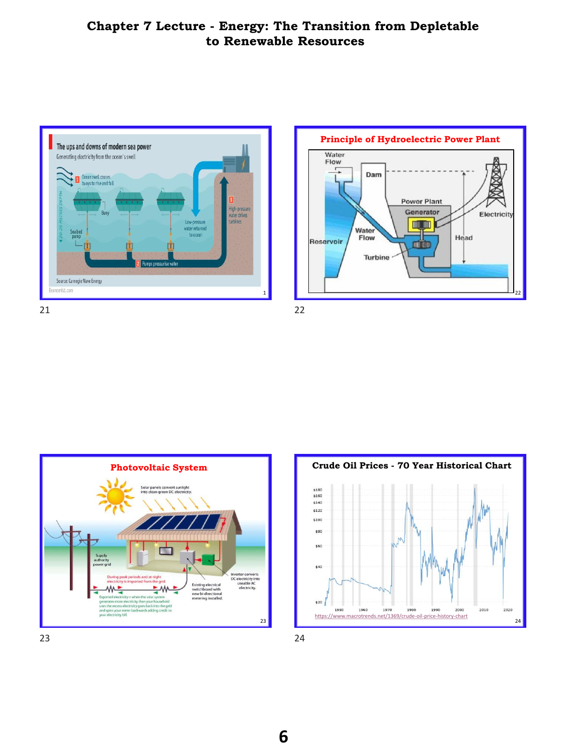# Chapter 7 Lecture - Energy: The Transition from Depletable to Renewable Resources

The ups and downs of modern sea power

Generating electricity from the ocean's swell

1 Ocean swell causes buoys to rise and fall

Buoy

Sea bed pump

2 Pumps pressurise water

Low-pressure water returned to ocean

3 High-pressure water drives turbines

20-25 METRES DEPTH

Source: Carnegie Wave Energy

Economist.com

21

## Principle of Hydroelectric Power Plant

Water Flow

Dam

Power Plant

Generator

Electricity

Water Flow

Reservoir

Head

Turbine

22

## Photovoltaic System

Solar panels convert sunlight into clean green DC electricity.

Supply authority power grid

During peak periods and at night electricity is imported from the grid.

Exported electricity = when the solar system generates more electricity than your household uses the excess electricity goes back into the grid and spins your meter backwards adding credit to your electricity bill.

Existing electrical switchboard with new bi-directional metering installed.

Inverter converts DC electricity into useable AC electricity.

23

## Crude Oil Prices - 70 Year Historical Chart

$180
$160
$140
$120
$100
$80
$60
$40
$20

1950 1960 1970 1980 1990 2000 2010 2020

https://www.macrotrends.net/1369/crude-oil-price-history-chart

24